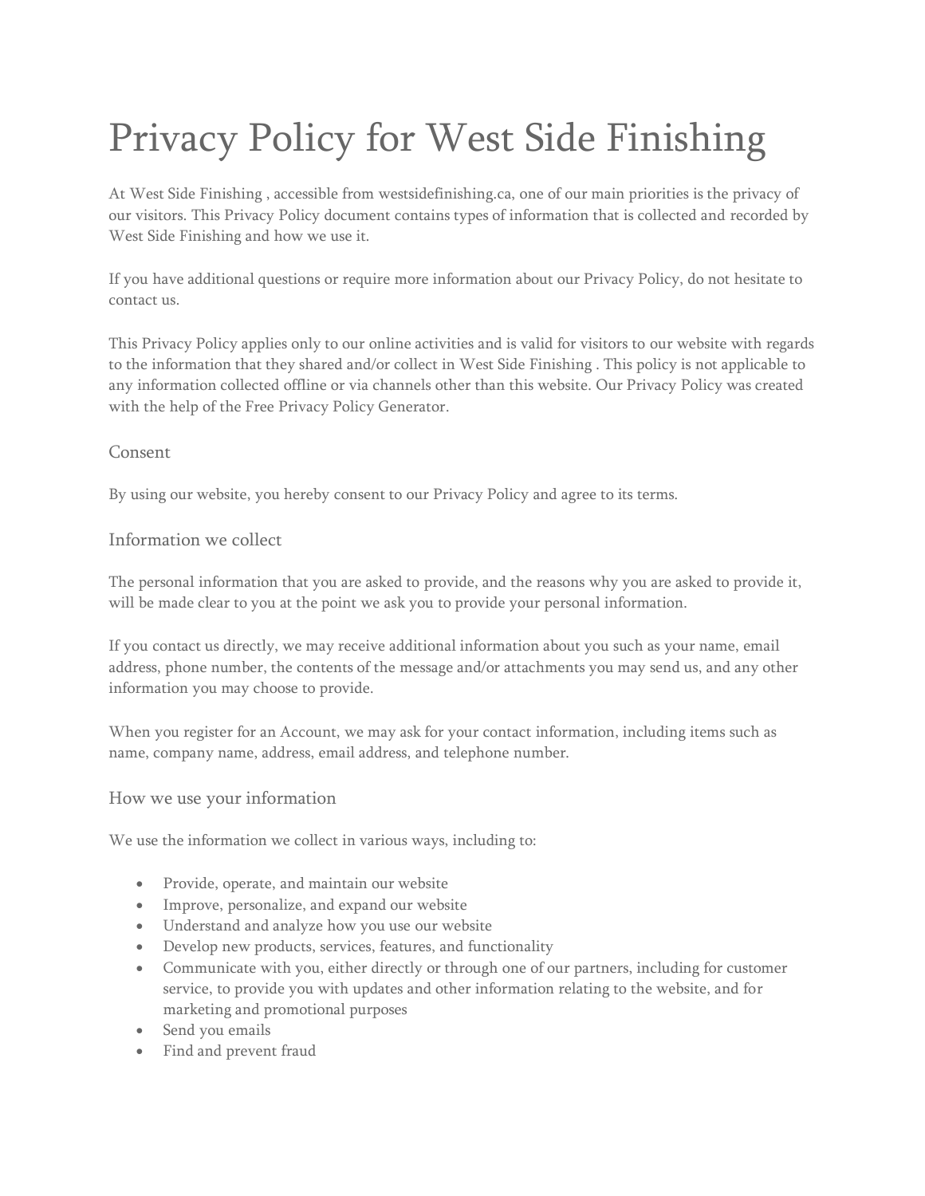# Privacy Policy for West Side Finishing

At West Side Finishing , accessible from westsidefinishing.ca, one of our main priorities is the privacy of our visitors. This Privacy Policy document contains types of information that is collected and recorded by West Side Finishing and how we use it.

If you have additional questions or require more information about our Privacy Policy, do not hesitate to contact us.

This Privacy Policy applies only to our online activities and is valid for visitors to our website with regards to the information that they shared and/or collect in West Side Finishing . This policy is not applicable to any information collected offline or via channels other than this website. Our Privacy Policy was created with the help of the Free Privacy Policy Generator.

## Consent

By using our website, you hereby consent to our Privacy Policy and agree to its terms.

## Information we collect

The personal information that you are asked to provide, and the reasons why you are asked to provide it, will be made clear to you at the point we ask you to provide your personal information.

If you contact us directly, we may receive additional information about you such as your name, email address, phone number, the contents of the message and/or attachments you may send us, and any other information you may choose to provide.

When you register for an Account, we may ask for your contact information, including items such as name, company name, address, email address, and telephone number.

## How we use your information

We use the information we collect in various ways, including to:

- Provide, operate, and maintain our website
- Improve, personalize, and expand our website
- Understand and analyze how you use our website
- Develop new products, services, features, and functionality
- Communicate with you, either directly or through one of our partners, including for customer service, to provide you with updates and other information relating to the website, and for marketing and promotional purposes
- Send you emails
- Find and prevent fraud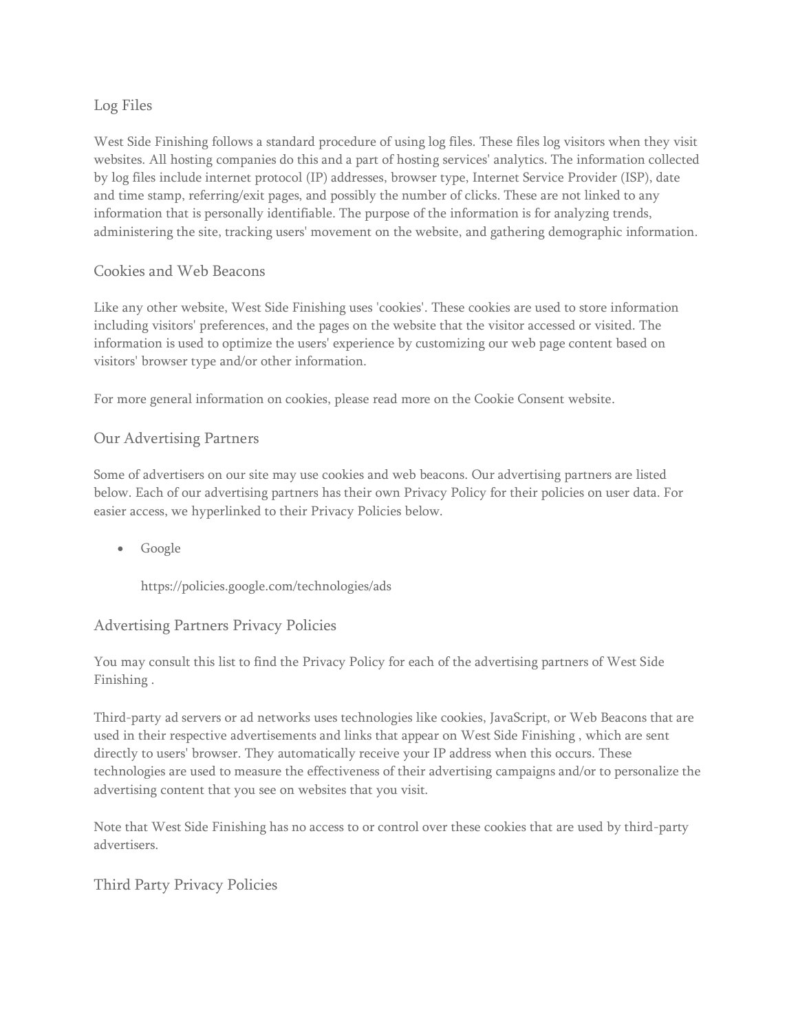## Log Files

West Side Finishing follows a standard procedure of using log files. These files log visitors when they visit websites. All hosting companies do this and a part of hosting services' analytics. The information collected by log files include internet protocol (IP) addresses, browser type, Internet Service Provider (ISP), date and time stamp, referring/exit pages, and possibly the number of clicks. These are not linked to any information that is personally identifiable. The purpose of the information is for analyzing trends, administering the site, tracking users' movement on the website, and gathering demographic information.

## Cookies and Web Beacons

Like any other website, West Side Finishing uses 'cookies'. These cookies are used to store information including visitors' preferences, and the pages on the website that the visitor accessed or visited. The information is used to optimize the users' experience by customizing our web page content based on visitors' browser type and/or other information.

For more general information on cookies, please read more on the Cookie Consent website.

## Our Advertising Partners

Some of advertisers on our site may use cookies and web beacons. Our advertising partners are listed below. Each of our advertising partners has their own Privacy Policy for their policies on user data. For easier access, we hyperlinked to their Privacy Policies below.

- Google

  https://policies.google.com/technologies/ads

## Advertising Partners Privacy Policies

You may consult this list to find the Privacy Policy for each of the advertising partners of West Side Finishing .

Third-party ad servers or ad networks uses technologies like cookies, JavaScript, or Web Beacons that are used in their respective advertisements and links that appear on West Side Finishing , which are sent directly to users' browser. They automatically receive your IP address when this occurs. These technologies are used to measure the effectiveness of their advertising campaigns and/or to personalize the advertising content that you see on websites that you visit.

Note that West Side Finishing has no access to or control over these cookies that are used by third-party advertisers.

## Third Party Privacy Policies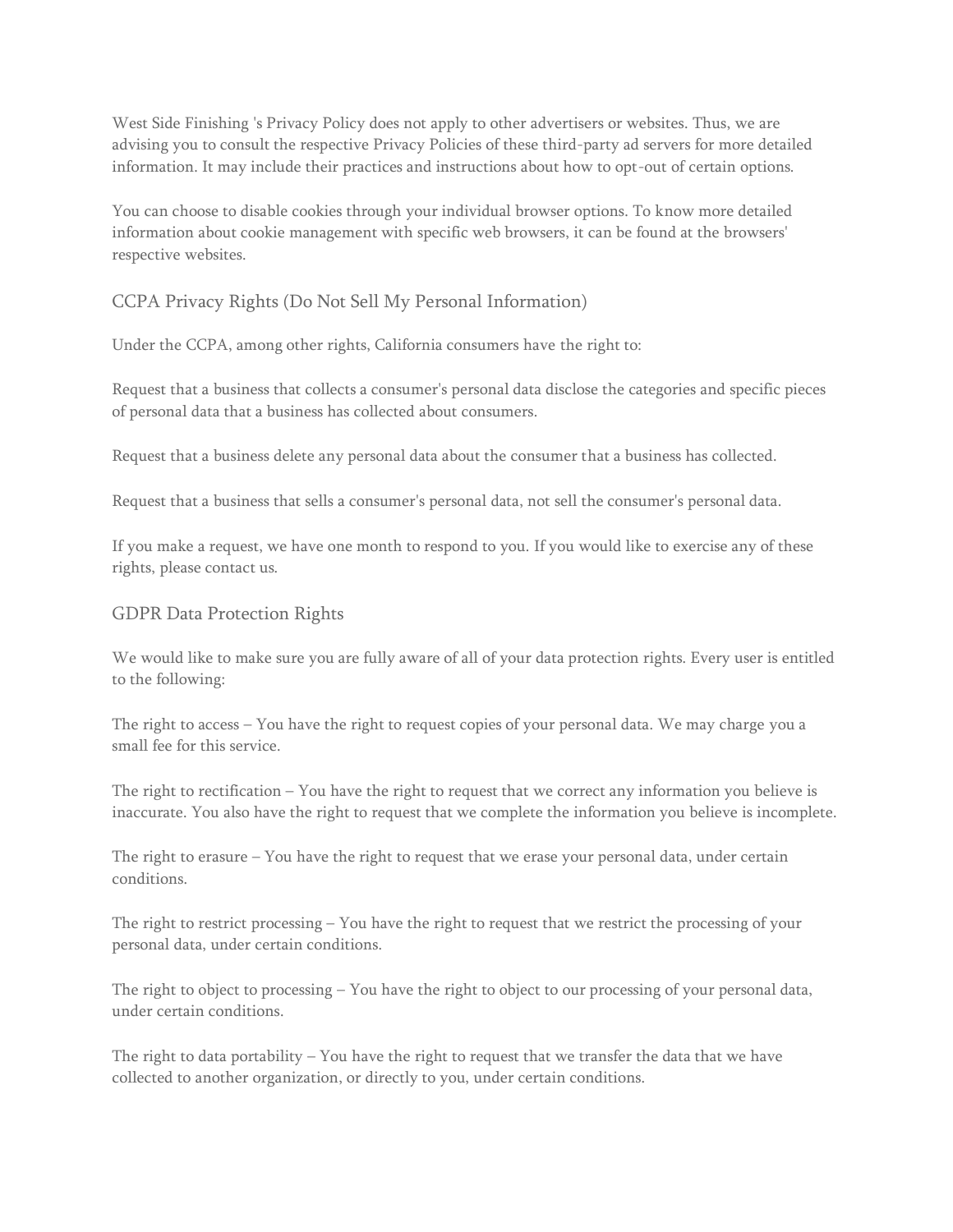West Side Finishing 's Privacy Policy does not apply to other advertisers or websites. Thus, we are advising you to consult the respective Privacy Policies of these third-party ad servers for more detailed information. It may include their practices and instructions about how to opt-out of certain options.

You can choose to disable cookies through your individual browser options. To know more detailed information about cookie management with specific web browsers, it can be found at the browsers' respective websites.

## CCPA Privacy Rights (Do Not Sell My Personal Information)

Under the CCPA, among other rights, California consumers have the right to:

Request that a business that collects a consumer's personal data disclose the categories and specific pieces of personal data that a business has collected about consumers.

Request that a business delete any personal data about the consumer that a business has collected.

Request that a business that sells a consumer's personal data, not sell the consumer's personal data.

If you make a request, we have one month to respond to you. If you would like to exercise any of these rights, please contact us.

## GDPR Data Protection Rights

We would like to make sure you are fully aware of all of your data protection rights. Every user is entitled to the following:

The right to access – You have the right to request copies of your personal data. We may charge you a small fee for this service.

The right to rectification – You have the right to request that we correct any information you believe is inaccurate. You also have the right to request that we complete the information you believe is incomplete.

The right to erasure – You have the right to request that we erase your personal data, under certain conditions.

The right to restrict processing – You have the right to request that we restrict the processing of your personal data, under certain conditions.

The right to object to processing – You have the right to object to our processing of your personal data, under certain conditions.

The right to data portability – You have the right to request that we transfer the data that we have collected to another organization, or directly to you, under certain conditions.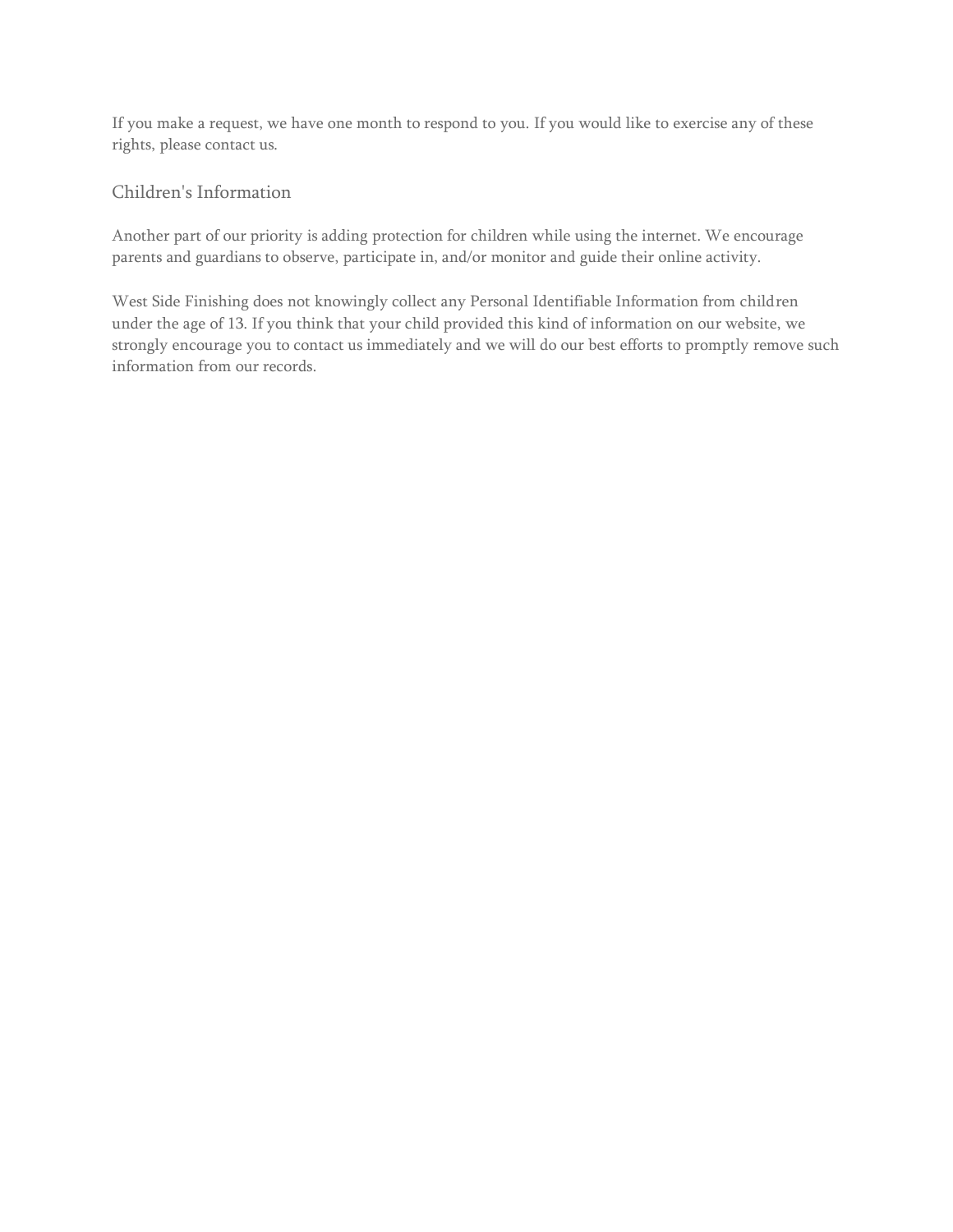If you make a request, we have one month to respond to you. If you would like to exercise any of these rights, please contact us.

## Children's Information

Another part of our priority is adding protection for children while using the internet. We encourage parents and guardians to observe, participate in, and/or monitor and guide their online activity.

West Side Finishing does not knowingly collect any Personal Identifiable Information from children under the age of 13. If you think that your child provided this kind of information on our website, we strongly encourage you to contact us immediately and we will do our best efforts to promptly remove such information from our records.